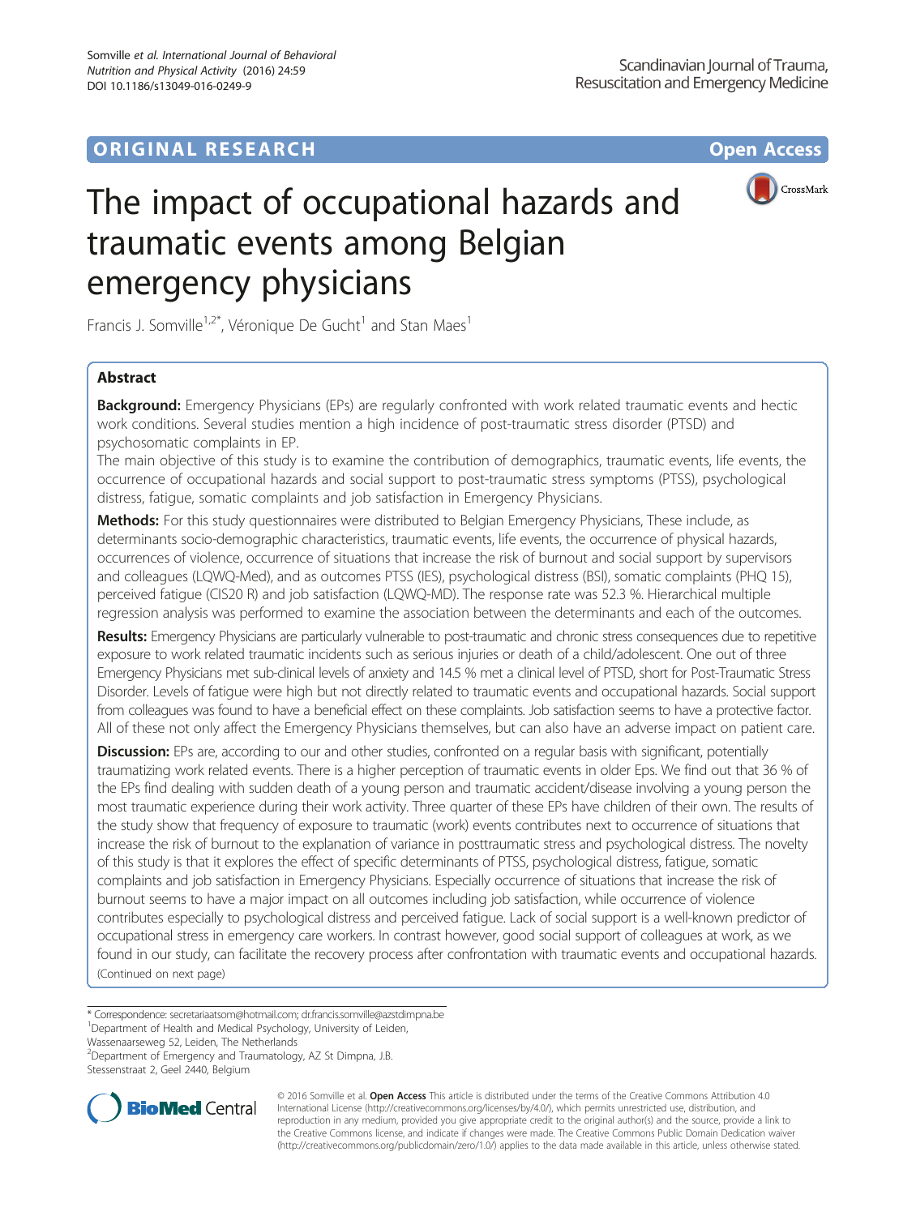ORIGINAL RESEARCH

Open Access

# The impact of occupational hazards and traumatic events among Belgian emergency physicians

Francis J. Somville[1,2*], Véronique De Gucht[1] and Stan Maes[1]

## Abstract

**Background:** Emergency Physicians (EPs) are regularly confronted with work related traumatic events and hectic work conditions. Several studies mention a high incidence of post-traumatic stress disorder (PTSD) and psychosomatic complaints in EP.

The main objective of this study is to examine the contribution of demographics, traumatic events, life events, the occurrence of occupational hazards and social support to post-traumatic stress symptoms (PTSS), psychological distress, fatigue, somatic complaints and job satisfaction in Emergency Physicians.

**Methods:** For this study questionnaires were distributed to Belgian Emergency Physicians, These include, as determinants socio-demographic characteristics, traumatic events, life events, the occurrence of physical hazards, occurrences of violence, occurrence of situations that increase the risk of burnout and social support by supervisors and colleagues (LQWQ-Med), and as outcomes PTSS (IES), psychological distress (BSI), somatic complaints (PHQ 15), perceived fatigue (CIS20 R) and job satisfaction (LQWQ-MD). The response rate was 52.3 %. Hierarchical multiple regression analysis was performed to examine the association between the determinants and each of the outcomes.

**Results:** Emergency Physicians are particularly vulnerable to post-traumatic and chronic stress consequences due to repetitive exposure to work related traumatic incidents such as serious injuries or death of a child/adolescent. One out of three Emergency Physicians met sub-clinical levels of anxiety and 14.5 % met a clinical level of PTSD, short for Post-Traumatic Stress Disorder. Levels of fatigue were high but not directly related to traumatic events and occupational hazards. Social support from colleagues was found to have a beneficial effect on these complaints. Job satisfaction seems to have a protective factor. All of these not only affect the Emergency Physicians themselves, but can also have an adverse impact on patient care.

**Discussion:** EPs are, according to our and other studies, confronted on a regular basis with significant, potentially traumatizing work related events. There is a higher perception of traumatic events in older Eps. We find out that 36 % of the EPs find dealing with sudden death of a young person and traumatic accident/disease involving a young person the most traumatic experience during their work activity. Three quarter of these EPs have children of their own. The results of the study show that frequency of exposure to traumatic (work) events contributes next to occurrence of situations that increase the risk of burnout to the explanation of variance in posttraumatic stress and psychological distress. The novelty of this study is that it explores the effect of specific determinants of PTSD, psychological distress, fatigue, somatic complaints and job satisfaction in Emergency Physicians. Especially occurrence of situations that increase the risk of burnout seems to have a major impact on all outcomes including job satisfaction, while occurrence of violence contributes especially to psychological distress and perceived fatigue. Lack of social support is a well-known predictor of occupational stress in emergency care workers. In contrast however, good social support of colleagues at work, as we found in our study, can facilitate the recovery process after confrontation with traumatic events and occupational hazards.

(Continued on next page)

* Correspondence: secretariaatsom@hotmail.com; dr.francis.somville@azstdimpna.be

[1]Department of Health and Medical Psychology, University of Leiden, Wassenaarseweg 52, Leiden, The Netherlands

[2]Department of Emergency and Traumatology, AZ St Dimpna, J.B. Stessenstraat 2, Geel 2440, Belgium

© 2016 Somville et al. **Open Access** This article is distributed under the terms of the Creative Commons Attribution 4.0 International License (http://creativecommons.org/licenses/by/4.0/), which permits unrestricted use, distribution, and reproduction in any medium, provided you give appropriate credit to the original author(s) and the source, provide a link to the Creative Commons license, and indicate if changes were made. The Creative Commons Public Domain Dedication waiver (http://creativecommons.org/publicdomain/zero/1.0/) applies to the data made available in this article, unless otherwise stated.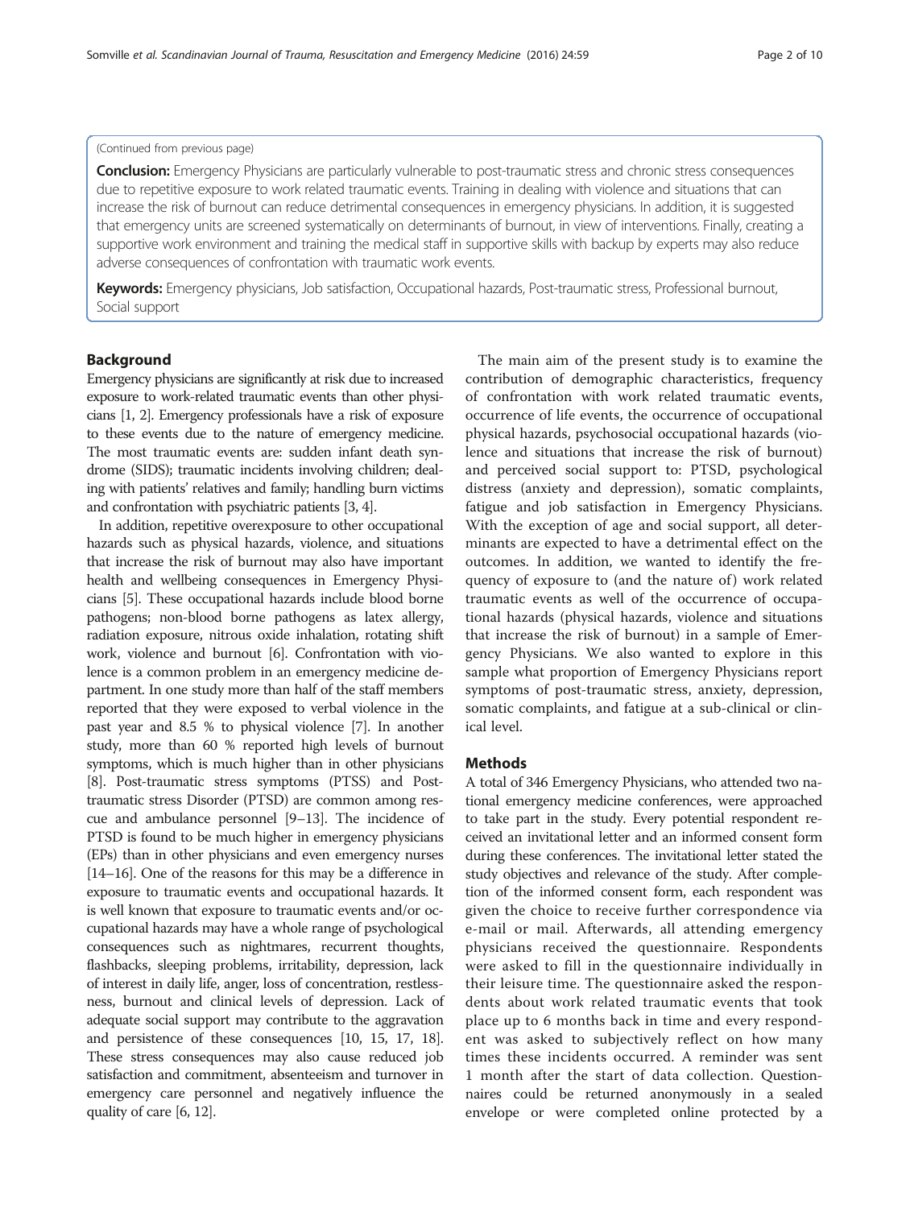(Continued from previous page)

**Conclusion:** Emergency Physicians are particularly vulnerable to post-traumatic stress and chronic stress consequences due to repetitive exposure to work related traumatic events. Training in dealing with violence and situations that can increase the risk of burnout can reduce detrimental consequences in emergency physicians. In addition, it is suggested that emergency units are screened systematically on determinants of burnout, in view of interventions. Finally, creating a supportive work environment and training the medical staff in supportive skills with backup by experts may also reduce adverse consequences of confrontation with traumatic work events.

**Keywords:** Emergency physicians, Job satisfaction, Occupational hazards, Post-traumatic stress, Professional burnout, Social support

## Background

Emergency physicians are significantly at risk due to increased exposure to work-related traumatic events than other physicians [1, 2]. Emergency professionals have a risk of exposure to these events due to the nature of emergency medicine. The most traumatic events are: sudden infant death syndrome (SIDS); traumatic incidents involving children; dealing with patients' relatives and family; handling burn victims and confrontation with psychiatric patients [3, 4].

In addition, repetitive overexposure to other occupational hazards such as physical hazards, violence, and situations that increase the risk of burnout may also have important health and wellbeing consequences in Emergency Physicians [5]. These occupational hazards include blood borne pathogens; non-blood borne pathogens as latex allergy, radiation exposure, nitrous oxide inhalation, rotating shift work, violence and burnout [6]. Confrontation with violence is a common problem in an emergency medicine department. In one study more than half of the staff members reported that they were exposed to verbal violence in the past year and 8.5 % to physical violence [7]. In another study, more than 60 % reported high levels of burnout symptoms, which is much higher than in other physicians [8]. Post-traumatic stress symptoms (PTSS) and Post-traumatic stress Disorder (PTSD) are common among rescue and ambulance personnel [9–13]. The incidence of PTSD is found to be much higher in emergency physicians (EPs) than in other physicians and even emergency nurses [14–16]. One of the reasons for this may be a difference in exposure to traumatic events and occupational hazards. It is well known that exposure to traumatic events and/or occupational hazards may have a whole range of psychological consequences such as nightmares, recurrent thoughts, flashbacks, sleeping problems, irritability, depression, lack of interest in daily life, anger, loss of concentration, restlessness, burnout and clinical levels of depression. Lack of adequate social support may contribute to the aggravation and persistence of these consequences [10, 15, 17, 18]. These stress consequences may also cause reduced job satisfaction and commitment, absenteeism and turnover in emergency care personnel and negatively influence the quality of care [6, 12].

The main aim of the present study is to examine the contribution of demographic characteristics, frequency of confrontation with work related traumatic events, occurrence of life events, the occurrence of occupational physical hazards, psychosocial occupational hazards (violence and situations that increase the risk of burnout) and perceived social support to: PTSD, psychological distress (anxiety and depression), somatic complaints, fatigue and job satisfaction in Emergency Physicians. With the exception of age and social support, all determinants are expected to have a detrimental effect on the outcomes. In addition, we wanted to identify the frequency of exposure to (and the nature of) work related traumatic events as well of the occurrence of occupational hazards (physical hazards, violence and situations that increase the risk of burnout) in a sample of Emergency Physicians. We also wanted to explore in this sample what proportion of Emergency Physicians report symptoms of post-traumatic stress, anxiety, depression, somatic complaints, and fatigue at a sub-clinical or clinical level.

## Methods

A total of 346 Emergency Physicians, who attended two national emergency medicine conferences, were approached to take part in the study. Every potential respondent received an invitational letter and an informed consent form during these conferences. The invitational letter stated the study objectives and relevance of the study. After completion of the informed consent form, each respondent was given the choice to receive further correspondence via e-mail or mail. Afterwards, all attending emergency physicians received the questionnaire. Respondents were asked to fill in the questionnaire individually in their leisure time. The questionnaire asked the respondents about work related traumatic events that took place up to 6 months back in time and every respondent was asked to subjectively reflect on how many times these incidents occurred. A reminder was sent 1 month after the start of data collection. Questionnaires could be returned anonymously in a sealed envelope or were completed online protected by a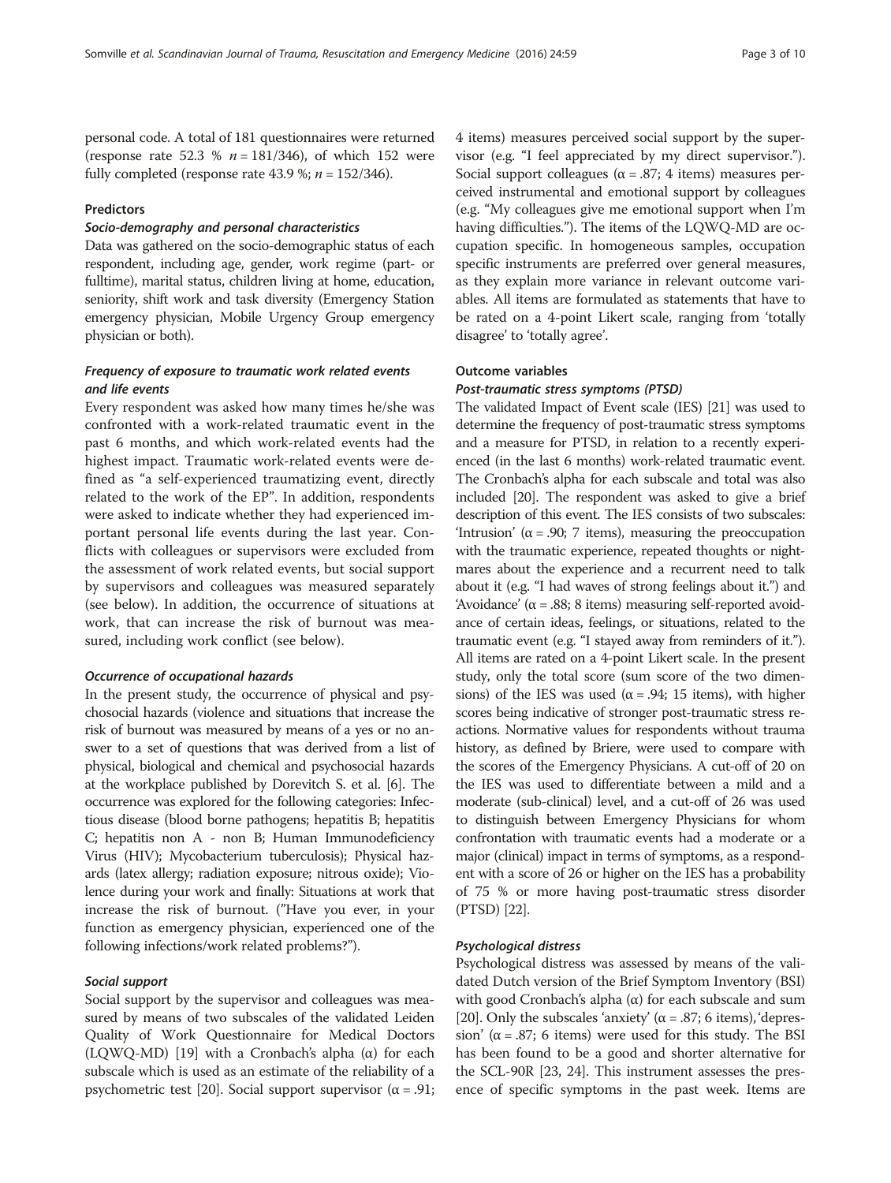personal code. A total of 181 questionnaires were returned (response rate 52.3 % $n = 181/346$), of which 152 were fully completed (response rate 43.9 %; $n = 152/346$).

### Predictors

#### *Socio-demography and personal characteristics*

Data was gathered on the socio-demographic status of each respondent, including age, gender, work regime (part- or fulltime), marital status, children living at home, education, seniority, shift work and task diversity (Emergency Station emergency physician, Mobile Urgency Group emergency physician or both).

#### *Frequency of exposure to traumatic work related events and life events*

Every respondent was asked how many times he/she was confronted with a work-related traumatic event in the past 6 months, and which work-related events had the highest impact. Traumatic work-related events were defined as "a self-experienced traumatizing event, directly related to the work of the EP". In addition, respondents were asked to indicate whether they had experienced important personal life events during the last year. Conflicts with colleagues or supervisors were excluded from the assessment of work related events, but social support by supervisors and colleagues was measured separately (see below). In addition, the occurrence of situations at work, that can increase the risk of burnout was measured, including work conflict (see below).

#### *Occurrence of occupational hazards*

In the present study, the occurrence of physical and psychosocial hazards (violence and situations that increase the risk of burnout was measured by means of a yes or no answer to a set of questions that was derived from a list of physical, biological and chemical and psychosocial hazards at the workplace published by Dorevitch S. et al. [6]. The occurrence was explored for the following categories: Infectious disease (blood borne pathogens; hepatitis B; hepatitis C; hepatitis non A - non B; Human Immunodeficiency Virus (HIV); Mycobacterium tuberculosis); Physical hazards (latex allergy; radiation exposure; nitrous oxide); Violence during your work and finally: Situations at work that increase the risk of burnout. ("Have you ever, in your function as emergency physician, experienced one of the following infections/work related problems?").

#### *Social support*

Social support by the supervisor and colleagues was measured by means of two subscales of the validated Leiden Quality of Work Questionnaire for Medical Doctors (LQWQ-MD) [19] with a Cronbach's alpha (α) for each subscale which is used as an estimate of the reliability of a psychometric test [20]. Social support supervisor (α = .91; 4 items) measures perceived social support by the supervisor (e.g. "I feel appreciated by my direct supervisor."). Social support colleagues (α = .87; 4 items) measures perceived instrumental and emotional support by colleagues (e.g. "My colleagues give me emotional support when I'm having difficulties."). The items of the LQWQ-MD are occupation specific. In homogeneous samples, occupation specific instruments are preferred over general measures, as they explain more variance in relevant outcome variables. All items are formulated as statements that have to be rated on a 4-point Likert scale, ranging from 'totally disagree' to 'totally agree'.

### Outcome variables

#### *Post-traumatic stress symptoms (PTSD)*

The validated Impact of Event scale (IES) [21] was used to determine the frequency of post-traumatic stress symptoms and a measure for PTSD, in relation to a recently experienced (in the last 6 months) work-related traumatic event. The Cronbach's alpha for each subscale and total was also included [20]. The respondent was asked to give a brief description of this event. The IES consists of two subscales: 'Intrusion' (α = .90; 7 items), measuring the preoccupation with the traumatic experience, repeated thoughts or nightmares about the experience and a recurrent need to talk about it (e.g. "I had waves of strong feelings about it.") and 'Avoidance' (α = .88; 8 items) measuring self-reported avoidance of certain ideas, feelings, or situations, related to the traumatic event (e.g. "I stayed away from reminders of it."). All items are rated on a 4-point Likert scale. In the present study, only the total score (sum score of the two dimensions) of the IES was used (α = .94; 15 items), with higher scores being indicative of stronger post-traumatic stress reactions. Normative values for respondents without trauma history, as defined by Briere, were used to compare with the scores of the Emergency Physicians. A cut-off of 20 on the IES was used to differentiate between a mild and a moderate (sub-clinical) level, and a cut-off of 26 was used to distinguish between Emergency Physicians for whom confrontation with traumatic events had a moderate or a major (clinical) impact in terms of symptoms, as a respondent with a score of 26 or higher on the IES has a probability of 75 % or more having post-traumatic stress disorder (PTSD) [22].

#### *Psychological distress*

Psychological distress was assessed by means of the validated Dutch version of the Brief Symptom Inventory (BSI) with good Cronbach's alpha (α) for each subscale and sum [20]. Only the subscales 'anxiety' (α = .87; 6 items), 'depression' (α = .87; 6 items) were used for this study. The BSI has been found to be a good and shorter alternative for the SCL-90R [23, 24]. This instrument assesses the presence of specific symptoms in the past week. Items are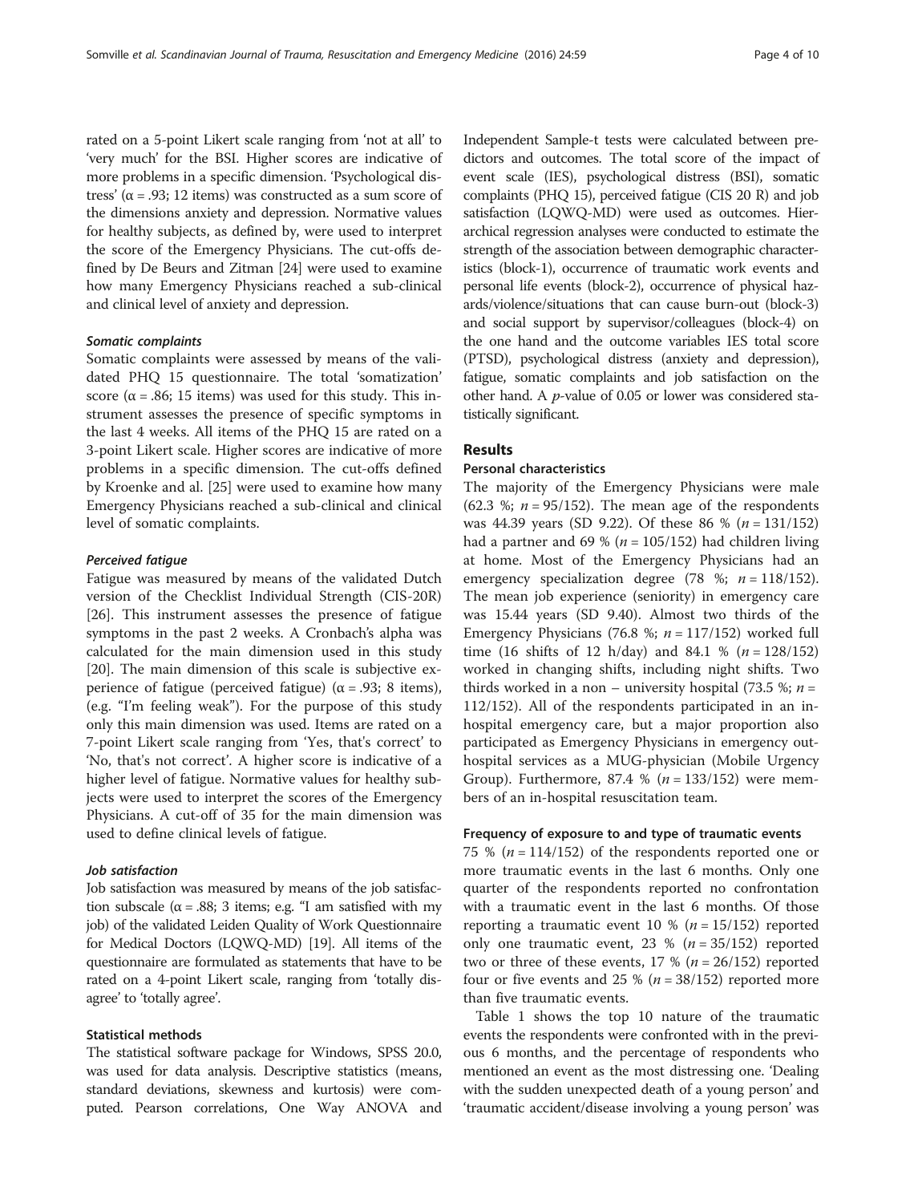rated on a 5-point Likert scale ranging from 'not at all' to 'very much' for the BSI. Higher scores are indicative of more problems in a specific dimension. 'Psychological distress' ($\alpha = .93$; 12 items) was constructed as a sum score of the dimensions anxiety and depression. Normative values for healthy subjects, as defined by, were used to interpret the score of the Emergency Physicians. The cut-offs defined by De Beurs and Zitman [24] were used to examine how many Emergency Physicians reached a sub-clinical and clinical level of anxiety and depression.

#### *Somatic complaints*

Somatic complaints were assessed by means of the validated PHQ 15 questionnaire. The total 'somatization' score ($\alpha = .86$; 15 items) was used for this study. This instrument assesses the presence of specific symptoms in the last 4 weeks. All items of the PHQ 15 are rated on a 3-point Likert scale. Higher scores are indicative of more problems in a specific dimension. The cut-offs defined by Kroenke and al. [25] were used to examine how many Emergency Physicians reached a sub-clinical and clinical level of somatic complaints.

#### *Perceived fatigue*

Fatigue was measured by means of the validated Dutch version of the Checklist Individual Strength (CIS-20R) [26]. This instrument assesses the presence of fatigue symptoms in the past 2 weeks. A Cronbach's alpha was calculated for the main dimension used in this study [20]. The main dimension of this scale is subjective experience of fatigue (perceived fatigue) ($\alpha = .93$; 8 items), (e.g. "I'm feeling weak"). For the purpose of this study only this main dimension was used. Items are rated on a 7-point Likert scale ranging from 'Yes, that's correct' to 'No, that's not correct'. A higher score is indicative of a higher level of fatigue. Normative values for healthy subjects were used to interpret the scores of the Emergency Physicians. A cut-off of 35 for the main dimension was used to define clinical levels of fatigue.

#### *Job satisfaction*

Job satisfaction was measured by means of the job satisfaction subscale ($\alpha = .88$; 3 items; e.g. "I am satisfied with my job) of the validated Leiden Quality of Work Questionnaire for Medical Doctors (LQWQ-MD) [19]. All items of the questionnaire are formulated as statements that have to be rated on a 4-point Likert scale, ranging from 'totally disagree' to 'totally agree'.

### Statistical methods

The statistical software package for Windows, SPSS 20.0, was used for data analysis. Descriptive statistics (means, standard deviations, skewness and kurtosis) were computed. Pearson correlations, One Way ANOVA and Independent Sample-t tests were calculated between predictors and outcomes. The total score of the impact of event scale (IES), psychological distress (BSI), somatic complaints (PHQ 15), perceived fatigue (CIS 20 R) and job satisfaction (LQWQ-MD) were used as outcomes. Hierarchical regression analyses were conducted to estimate the strength of the association between demographic characteristics (block-1), occurrence of traumatic work events and personal life events (block-2), occurrence of physical hazards/violence/situations that can cause burn-out (block-3) and social support by supervisor/colleagues (block-4) on the one hand and the outcome variables IES total score (PTSD), psychological distress (anxiety and depression), fatigue, somatic complaints and job satisfaction on the other hand. A $p$-value of 0.05 or lower was considered statistically significant.

## Results

### Personal characteristics

The majority of the Emergency Physicians were male (62.3 %; $n = 95/152$). The mean age of the respondents was 44.39 years (SD 9.22). Of these 86 % ($n = 131/152$) had a partner and 69 % ($n = 105/152$) had children living at home. Most of the Emergency Physicians had an emergency specialization degree (78 %; $n = 118/152$). The mean job experience (seniority) in emergency care was 15.44 years (SD 9.40). Almost two thirds of the Emergency Physicians (76.8 %; $n = 117/152$) worked full time (16 shifts of 12 h/day) and 84.1 % ($n = 128/152$) worked in changing shifts, including night shifts. Two thirds worked in a non – university hospital (73.5 %; $n = 112/152$). All of the respondents participated in an in-hospital emergency care, but a major proportion also participated as Emergency Physicians in emergency out-hospital services as a MUG-physician (Mobile Urgency Group). Furthermore, 87.4 % ($n = 133/152$) were members of an in-hospital resuscitation team.

### Frequency of exposure to and type of traumatic events

75 % ($n = 114/152$) of the respondents reported one or more traumatic events in the last 6 months. Only one quarter of the respondents reported no confrontation with a traumatic event in the last 6 months. Of those reporting a traumatic event 10 % ($n = 15/152$) reported only one traumatic event, 23 % ($n = 35/152$) reported two or three of these events, 17 % ($n = 26/152$) reported four or five events and 25 % ($n = 38/152$) reported more than five traumatic events.

Table 1 shows the top 10 nature of the traumatic events the respondents were confronted with in the previous 6 months, and the percentage of respondents who mentioned an event as the most distressing one. 'Dealing with the sudden unexpected death of a young person' and 'traumatic accident/disease involving a young person' was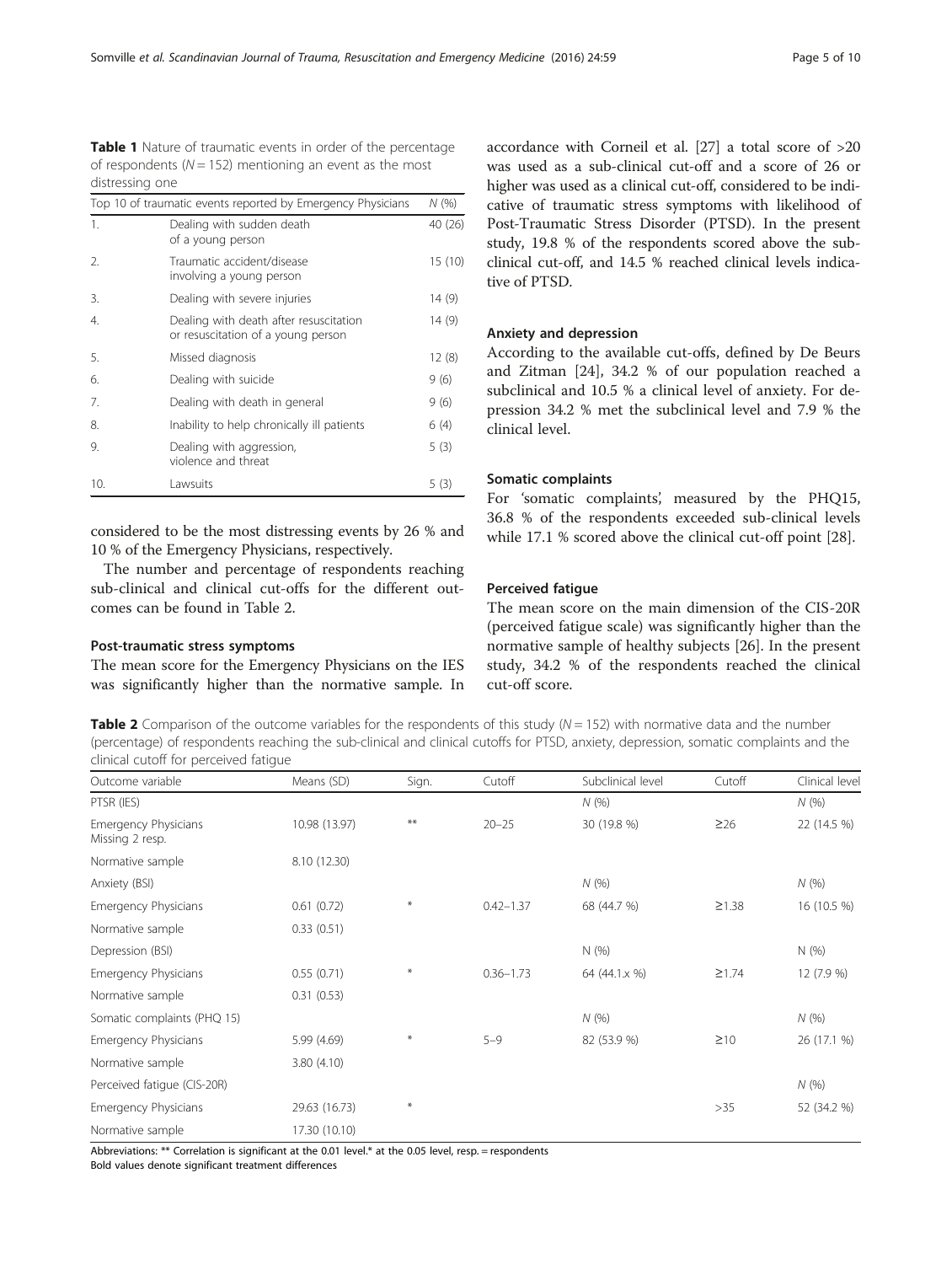**Table 1** Nature of traumatic events in order of the percentage of respondents ($N = 152$) mentioning an event as the most distressing one

| Top 10 of traumatic events reported by Emergency Physicians | | N (%) |
|---|---|---|
| 1. | Dealing with sudden death of a young person | 40 (26) |
| 2. | Traumatic accident/disease involving a young person | 15 (10) |
| 3. | Dealing with severe injuries | 14 (9) |
| 4. | Dealing with death after resuscitation or resuscitation of a young person | 14 (9) |
| 5. | Missed diagnosis | 12 (8) |
| 6. | Dealing with suicide | 9 (6) |
| 7. | Dealing with death in general | 9 (6) |
| 8. | Inability to help chronically ill patients | 6 (4) |
| 9. | Dealing with aggression, violence and threat | 5 (3) |
| 10. | Lawsuits | 5 (3) |

considered to be the most distressing events by 26 % and 10 % of the Emergency Physicians, respectively.

The number and percentage of respondents reaching sub-clinical and clinical cut-offs for the different outcomes can be found in Table 2.

#### Post-traumatic stress symptoms

The mean score for the Emergency Physicians on the IES was significantly higher than the normative sample. In accordance with Corneil et al. [27] a total score of >20 was used as a sub-clinical cut-off and a score of 26 or higher was used as a clinical cut-off, considered to be indicative of traumatic stress symptoms with likelihood of Post-Traumatic Stress Disorder (PTSD). In the present study, 19.8 % of the respondents scored above the sub-clinical cut-off, and 14.5 % reached clinical levels indicative of PTSD.

#### Anxiety and depression

According to the available cut-offs, defined by De Beurs and Zitman [24], 34.2 % of our population reached a subclinical and 10.5 % a clinical level of anxiety. For depression 34.2 % met the subclinical level and 7.9 % the clinical level.

#### Somatic complaints

For 'somatic complaints', measured by the PHQ15, 36.8 % of the respondents exceeded sub-clinical levels while 17.1 % scored above the clinical cut-off point [28].

#### Perceived fatigue

The mean score on the main dimension of the CIS-20R (perceived fatigue scale) was significantly higher than the normative sample of healthy subjects [26]. In the present study, 34.2 % of the respondents reached the clinical cut-off score.

**Table 2** Comparison of the outcome variables for the respondents of this study ($N = 152$) with normative data and the number (percentage) of respondents reaching the sub-clinical and clinical cutoffs for PTSD, anxiety, depression, somatic complaints and the clinical cutoff for perceived fatigue

| Outcome variable | Means (SD) | Sign. | Cutoff | Subclinical level | Cutoff | Clinical level |
|---|---|---|---|---|---|---|
| PTSR (IES) | | | | N (%) | | N (%) |
| Emergency Physicians Missing 2 resp. | 10.98 (13.97) | ** | 20–25 | 30 (19.8 %) | ≥26 | 22 (14.5 %) |
| Normative sample | 8.10 (12.30) | | | | | |
| Anxiety (BSI) | | | | N (%) | | N (%) |
| Emergency Physicians | 0.61 (0.72) | * | 0.42–1.37 | 68 (44.7 %) | ≥1.38 | 16 (10.5 %) |
| Normative sample | 0.33 (0.51) | | | | | |
| Depression (BSI) | | | | N (%) | | N (%) |
| Emergency Physicians | 0.55 (0.71) | * | 0.36–1.73 | 64 (44.1.x %) | ≥1.74 | 12 (7.9 %) |
| Normative sample | 0.31 (0.53) | | | | | |
| Somatic complaints (PHQ 15) | | | | N (%) | | N (%) |
| Emergency Physicians | 5.99 (4.69) | * | 5–9 | 82 (53.9 %) | ≥10 | 26 (17.1 %) |
| Normative sample | 3.80 (4.10) | | | | | |
| Perceived fatigue (CIS-20R) | | | | | | N (%) |
| Emergency Physicians | 29.63 (16.73) | * | | | >35 | 52 (34.2 %) |
| Normative sample | 17.30 (10.10) | | | | | |

Abbreviations: ** Correlation is significant at the 0.01 level.* at the 0.05 level, resp. = respondents
Bold values denote significant treatment differences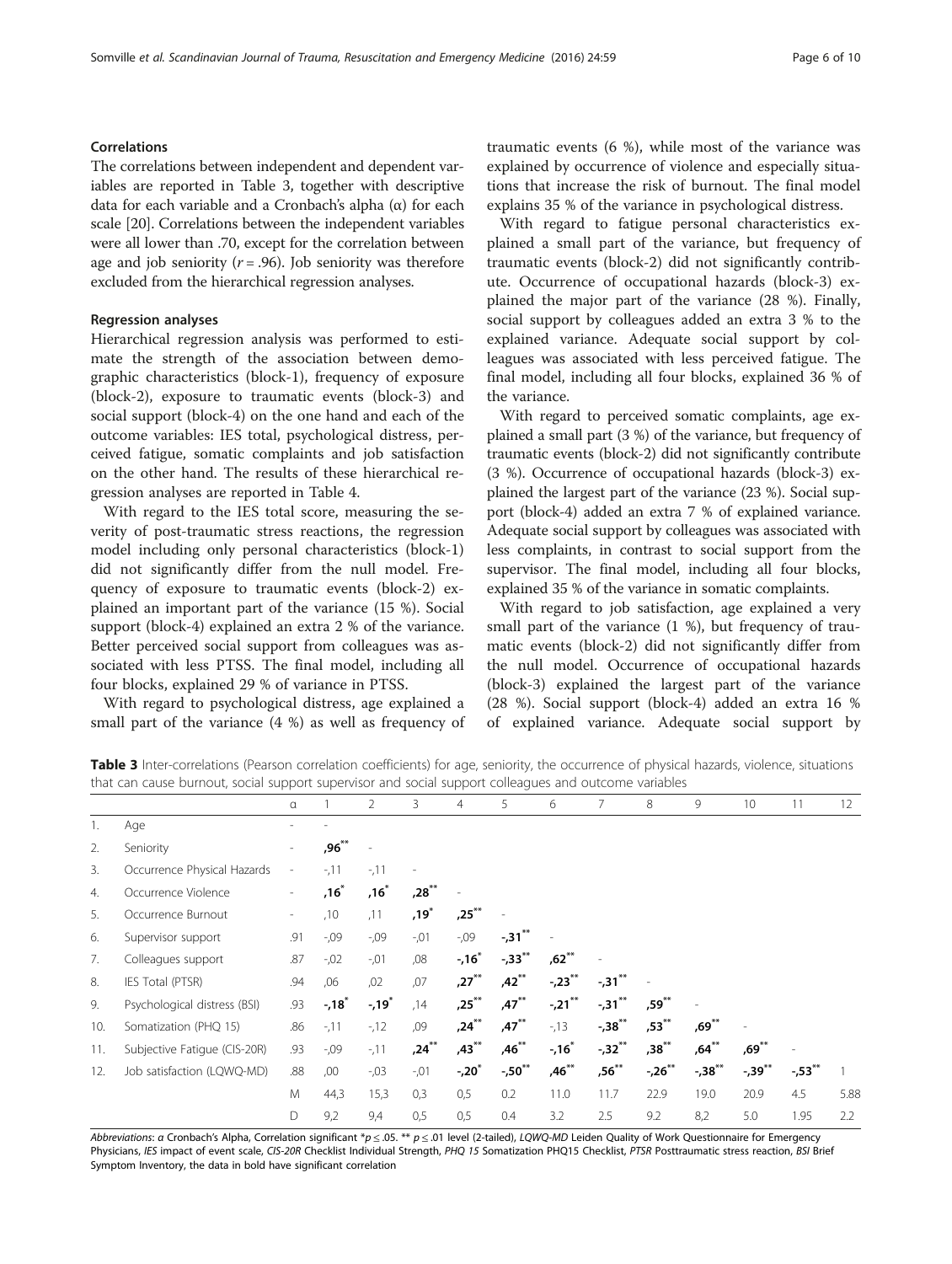### Correlations

The correlations between independent and dependent variables are reported in Table 3, together with descriptive data for each variable and a Cronbach's alpha (α) for each scale [20]. Correlations between the independent variables were all lower than .70, except for the correlation between age and job seniority ($r = .96$). Job seniority was therefore excluded from the hierarchical regression analyses.

### Regression analyses

Hierarchical regression analysis was performed to estimate the strength of the association between demographic characteristics (block-1), frequency of exposure (block-2), exposure to traumatic events (block-3) and social support (block-4) on the one hand and each of the outcome variables: IES total, psychological distress, perceived fatigue, somatic complaints and job satisfaction on the other hand. The results of these hierarchical regression analyses are reported in Table 4.

With regard to the IES total score, measuring the severity of post-traumatic stress reactions, the regression model including only personal characteristics (block-1) did not significantly differ from the null model. Frequency of exposure to traumatic events (block-2) explained an important part of the variance (15 %). Social support (block-4) explained an extra 2 % of the variance. Better perceived social support from colleagues was associated with less PTSS. The final model, including all four blocks, explained 29 % of variance in PTSS.

With regard to psychological distress, age explained a small part of the variance (4 %) as well as frequency of traumatic events (6 %), while most of the variance was explained by occurrence of violence and especially situations that increase the risk of burnout. The final model explains 35 % of the variance in psychological distress.

With regard to fatigue personal characteristics explained a small part of the variance, but frequency of traumatic events (block-2) did not significantly contribute. Occurrence of occupational hazards (block-3) explained the major part of the variance (28 %). Finally, social support by colleagues added an extra 3 % to the explained variance. Adequate social support by colleagues was associated with less perceived fatigue. The final model, including all four blocks, explained 36 % of the variance.

With regard to perceived somatic complaints, age explained a small part (3 %) of the variance, but frequency of traumatic events (block-2) did not significantly contribute (3 %). Occurrence of occupational hazards (block-3) explained the largest part of the variance (23 %). Social support (block-4) added an extra 7 % of explained variance. Adequate social support by colleagues was associated with less complaints, in contrast to social support from the supervisor. The final model, including all four blocks, explained 35 % of the variance in somatic complaints.

With regard to job satisfaction, age explained a very small part of the variance (1 %), but frequency of traumatic events (block-2) did not significantly differ from the null model. Occurrence of occupational hazards (block-3) explained the largest part of the variance (28 %). Social support (block-4) added an extra 16 % of explained variance. Adequate social support by

**Table 3** Inter-correlations (Pearson correlation coefficients) for age, seniority, the occurrence of physical hazards, violence, situations that can cause burnout, social support supervisor and social support colleagues and outcome variables

| | | α | 1 | 2 | 3 | 4 | 5 | 6 | 7 | 8 | 9 | 10 | 11 | 12 |
|---|---|---|---|---|---|---|---|---|---|---|---|---|---|---|
| 1. | Age | - | - | | | | | | | | | | | |
| 2. | Seniority | - | **,96**** | - | | | | | | | | | | |
| 3. | Occurrence Physical Hazards | - | -,11 | -,11 | - | | | | | | | | | |
| 4. | Occurrence Violence | - | **,16*** | **,16*** | **,28**** | - | | | | | | | | |
| 5. | Occurrence Burnout | - | ,10 | ,11 | **,19*** | **,25**** | - | | | | | | | |
| 6. | Supervisor support | .91 | -,09 | -,09 | -,01 | -,09 | **-,31**** | - | | | | | | |
| 7. | Colleagues support | .87 | -,02 | -,01 | ,08 | **-,16*** | **-,33**** | **,62**** | - | | | | | |
| 8. | IES Total (PTSR) | .94 | ,06 | ,02 | ,07 | **,27**** | **,42**** | **-,23**** | **-,31**** | - | | | | |
| 9. | Psychological distress (BSI) | .93 | **-,18*** | **-,19*** | ,14 | **,25**** | **,47**** | **-,21**** | **-,31**** | **,59**** | - | | | |
| 10. | Somatization (PHQ 15) | .86 | -,11 | -,12 | ,09 | **,24**** | **,47**** | -,13 | **-,38**** | **,53**** | **,69**** | - | | |
| 11. | Subjective Fatigue (CIS-20R) | .93 | -,09 | -,11 | **,24**** | **,43**** | **,46**** | **-,16*** | **-,32**** | **,38**** | **,64**** | **,69**** | - | |
| 12. | Job satisfaction (LQWQ-MD) | .88 | ,00 | -,03 | -,01 | **-,20*** | **-,50**** | **,46**** | **,56**** | **-,26**** | **-,38**** | **-,39**** | **-,53**** | 1 |
| | | M | 44,3 | 15,3 | 0,3 | 0,5 | 0.2 | 11.0 | 11.7 | 22.9 | 19.0 | 20.9 | 4.5 | 5.88 |
| | | D | 9,2 | 9,4 | 0,5 | 0,5 | 0.4 | 3.2 | 2.5 | 9.2 | 8,2 | 5.0 | 1.95 | 2.2 |

*Abbreviations*: *α* Cronbach's Alpha, Correlation significant *$p \leq .05$. ** $p \leq .01$ level (2-tailed), *LQWQ-MD* Leiden Quality of Work Questionnaire for Emergency Physicians, *IES* impact of event scale, *CIS-20R* Checklist Individual Strength, *PHQ 15* Somatization PHQ15 Checklist, *PTSR* Posttraumatic stress reaction, *BSI* Brief Symptom Inventory, the data in bold have significant correlation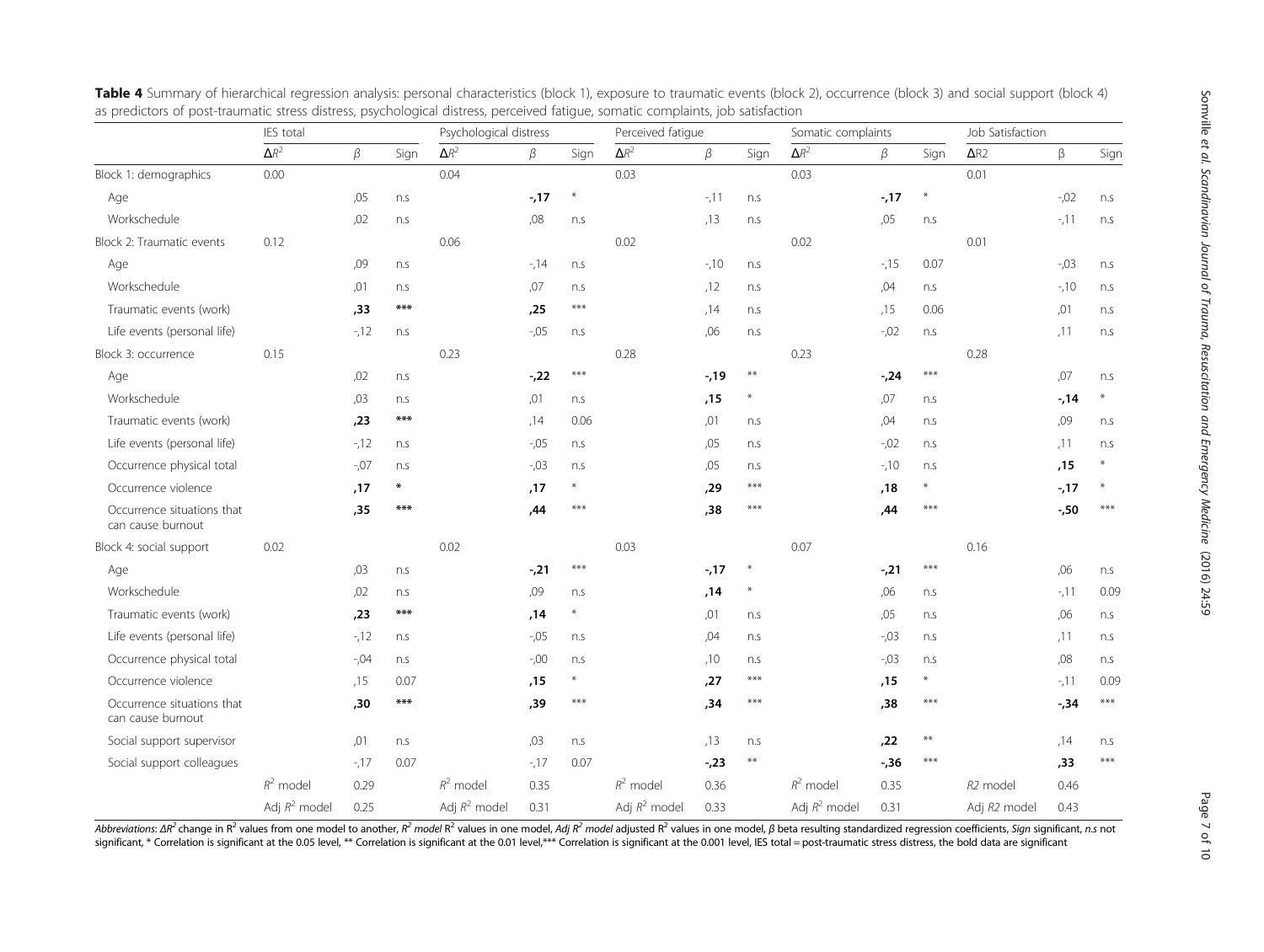**Table 4** Summary of hierarchical regression analysis: personal characteristics (block 1), exposure to traumatic events (block 2), occurrence (block 3) and social support (block 4) as predictors of post-traumatic stress distress, psychological distress, perceived fatigue, somatic complaints, job satisfaction

| | IES total | | | Psychological distress | | | Perceived fatigue | | | Somatic complaints | | | Job Satisfaction | | |
|---|---|---|---|---|---|---|---|---|---|---|---|---|---|---|---|
| | $\Delta R^2$ | $\beta$ | Sign | $\Delta R^2$ | $\beta$ | Sign | $\Delta R^2$ | $\beta$ | Sign | $\Delta R^2$ | $\beta$ | Sign | ΔR2 | β | Sign |
| Block 1: demographics | 0.00 | | | 0.04 | | | 0.03 | | | 0.03 | | | 0.01 | | |
| Age | | ,05 | n.s | | **-,17** | * | | -,11 | n.s | | **-,17** | * | | -,02 | n.s |
| Workschedule | | ,02 | n.s | | ,08 | n.s | | ,13 | n.s | | ,05 | n.s | | -,11 | n.s |
| Block 2: Traumatic events | 0.12 | | | 0.06 | | | 0.02 | | | 0.02 | | | 0.01 | | |
| Age | | ,09 | n.s | | -,14 | n.s | | -,10 | n.s | | -,15 | 0.07 | | -,03 | n.s |
| Workschedule | | ,01 | n.s | | ,07 | n.s | | ,12 | n.s | | ,04 | n.s | | -,10 | n.s |
| Traumatic events (work) | | **,33** | *** | | **,25** | *** | | ,14 | n.s | | ,15 | 0.06 | | ,01 | n.s |
| Life events (personal life) | | -,12 | n.s | | -,05 | n.s | | ,06 | n.s | | -,02 | n.s | | ,11 | n.s |
| Block 3: occurrence | 0.15 | | | 0.23 | | | 0.28 | | | 0.23 | | | 0.28 | | |
| Age | | ,02 | n.s | | **-,22** | *** | | **-,19** | ** | | **-,24** | *** | | ,07 | n.s |
| Workschedule | | ,03 | n.s | | ,01 | n.s | | **,15** | * | | ,07 | n.s | | **-,14** | * |
| Traumatic events (work) | | **,23** | *** | | ,14 | 0.06 | | ,01 | n.s | | ,04 | n.s | | ,09 | n.s |
| Life events (personal life) | | -,12 | n.s | | -,05 | n.s | | ,05 | n.s | | -,02 | n.s | | ,11 | n.s |
| Occurrence physical total | | -,07 | n.s | | -,03 | n.s | | ,05 | n.s | | -,10 | n.s | | **,15** | * |
| Occurrence violence | | **,17** | * | | **,17** | * | | **,29** | *** | | **,18** | * | | **-,17** | * |
| Occurrence situations that can cause burnout | | **,35** | *** | | **,44** | *** | | **,38** | *** | | **,44** | *** | | **-,50** | *** |
| Block 4: social support | 0.02 | | | 0.02 | | | 0.03 | | | 0.07 | | | 0.16 | | |
| Age | | ,03 | n.s | | **-,21** | *** | | **-,17** | * | | **-,21** | *** | | ,06 | n.s |
| Workschedule | | ,02 | n.s | | ,09 | n.s | | **,14** | * | | ,06 | n.s | | -,11 | 0.09 |
| Traumatic events (work) | | **,23** | *** | | **,14** | * | | ,01 | n.s | | ,05 | n.s | | ,06 | n.s |
| Life events (personal life) | | -,12 | n.s | | -,05 | n.s | | ,04 | n.s | | -,03 | n.s | | ,11 | n.s |
| Occurrence physical total | | -,04 | n.s | | -,00 | n.s | | ,10 | n.s | | -,03 | n.s | | ,08 | n.s |
| Occurrence violence | | ,15 | 0.07 | | **,15** | * | | **,27** | *** | | **,15** | * | | -,11 | 0.09 |
| Occurrence situations that can cause burnout | | **,30** | *** | | **,39** | *** | | **,34** | *** | | **,38** | *** | | **-,34** | *** |
| Social support supervisor | | ,01 | n.s | | ,03 | n.s | | ,13 | n.s | | **,22** | ** | | ,14 | n.s |
| Social support colleagues | | -,17 | 0.07 | | -,17 | 0.07 | | **-,23** | ** | | **-,36** | *** | | **,33** | *** |
| | $R^2$ model | 0.29 | | $R^2$ model | 0.35 | | $R^2$ model | 0.36 | | $R^2$ model | 0.35 | | R2 model | 0.46 | |
| | Adj $R^2$ model | 0.25 | | Adj $R^2$ model | 0.31 | | Adj $R^2$ model | 0.33 | | Adj $R^2$ model | 0.31 | | Adj R2 model | 0.43 | |

*Abbreviations*: *$\Delta R^2$* change in $R^2$ values from one model to another, *$R^2$ model* $R^2$ values in one model, *Adj $R^2$ model* adjusted $R^2$ values in one model, *β* beta resulting standardized regression coefficients, *Sign* significant, *n.s* not significant, * Correlation is significant at the 0.05 level, ** Correlation is significant at the 0.01 level,*** Correlation is significant at the 0.001 level, IES total = post-traumatic stress distress, the bold data are significant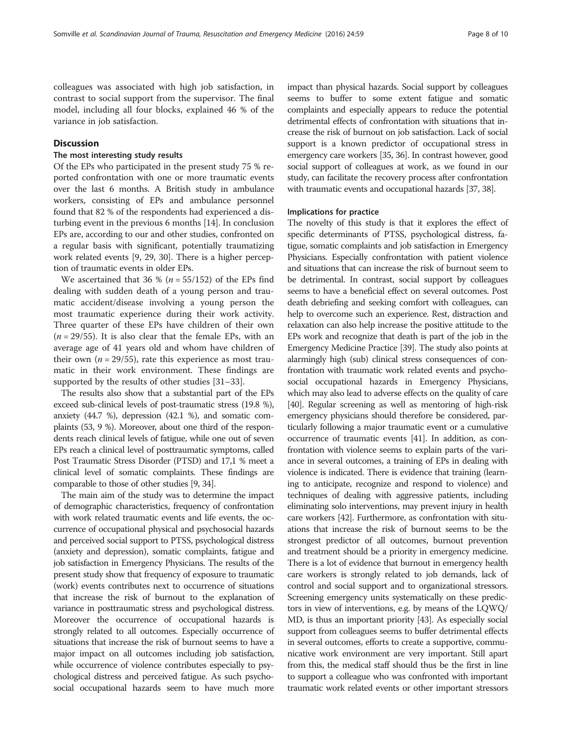colleagues was associated with high job satisfaction, in contrast to social support from the supervisor. The final model, including all four blocks, explained 46 % of the variance in job satisfaction.

## Discussion

### The most interesting study results

Of the EPs who participated in the present study 75 % reported confrontation with one or more traumatic events over the last 6 months. A British study in ambulance workers, consisting of EPs and ambulance personnel found that 82 % of the respondents had experienced a disturbing event in the previous 6 months [14]. In conclusion EPs are, according to our and other studies, confronted on a regular basis with significant, potentially traumatizing work related events [9, 29, 30]. There is a higher perception of traumatic events in older EPs.

We ascertained that 36 % ($n = 55/152$) of the EPs find dealing with sudden death of a young person and traumatic accident/disease involving a young person the most traumatic experience during their work activity. Three quarter of these EPs have children of their own ($n = 29/55$). It is also clear that the female EPs, with an average age of 41 years old and whom have children of their own ($n = 29/55$), rate this experience as most traumatic in their work environment. These findings are supported by the results of other studies [31–33].

The results also show that a substantial part of the EPs exceed sub-clinical levels of post-traumatic stress (19.8 %), anxiety (44.7 %), depression (42.1 %), and somatic complaints (53, 9 %). Moreover, about one third of the respondents reach clinical levels of fatigue, while one out of seven EPs reach a clinical level of posttraumatic symptoms, called Post Traumatic Stress Disorder (PTSD) and 17,1 % meet a clinical level of somatic complaints. These findings are comparable to those of other studies [9, 34].

The main aim of the study was to determine the impact of demographic characteristics, frequency of confrontation with work related traumatic events and life events, the occurrence of occupational physical and psychosocial hazards and perceived social support to PTSS, psychological distress (anxiety and depression), somatic complaints, fatigue and job satisfaction in Emergency Physicians. The results of the present study show that frequency of exposure to traumatic (work) events contributes next to occurrence of situations that increase the risk of burnout to the explanation of variance in posttraumatic stress and psychological distress. Moreover the occurrence of occupational hazards is strongly related to all outcomes. Especially occurrence of situations that increase the risk of burnout seems to have a major impact on all outcomes including job satisfaction, while occurrence of violence contributes especially to psychological distress and perceived fatigue. As such psychosocial occupational hazards seem to have much more impact than physical hazards. Social support by colleagues seems to buffer to some extent fatigue and somatic complaints and especially appears to reduce the potential detrimental effects of confrontation with situations that increase the risk of burnout on job satisfaction. Lack of social support is a known predictor of occupational stress in emergency care workers [35, 36]. In contrast however, good social support of colleagues at work, as we found in our study, can facilitate the recovery process after confrontation with traumatic events and occupational hazards [37, 38].

### Implications for practice

The novelty of this study is that it explores the effect of specific determinants of PTSS, psychological distress, fatigue, somatic complaints and job satisfaction in Emergency Physicians. Especially confrontation with patient violence and situations that can increase the risk of burnout seem to be detrimental. In contrast, social support by colleagues seems to have a beneficial effect on several outcomes. Post death debriefing and seeking comfort with colleagues, can help to overcome such an experience. Rest, distraction and relaxation can also help increase the positive attitude to the EPs work and recognize that death is part of the job in the Emergency Medicine Practice [39]. The study also points at alarmingly high (sub) clinical stress consequences of confrontation with traumatic work related events and psychosocial occupational hazards in Emergency Physicians, which may also lead to adverse effects on the quality of care [40]. Regular screening as well as mentoring of high-risk emergency physicians should therefore be considered, particularly following a major traumatic event or a cumulative occurrence of traumatic events [41]. In addition, as confrontation with violence seems to explain parts of the variance in several outcomes, a training of EPs in dealing with violence is indicated. There is evidence that training (learning to anticipate, recognize and respond to violence) and techniques of dealing with aggressive patients, including eliminating solo interventions, may prevent injury in health care workers [42]. Furthermore, as confrontation with situations that increase the risk of burnout seems to be the strongest predictor of all outcomes, burnout prevention and treatment should be a priority in emergency medicine. There is a lot of evidence that burnout in emergency health care workers is strongly related to job demands, lack of control and social support and to organizational stressors. Screening emergency units systematically on these predictors in view of interventions, e.g. by means of the LQWQ/MD, is thus an important priority [43]. As especially social support from colleagues seems to buffer detrimental effects in several outcomes, efforts to create a supportive, communicative work environment are very important. Still apart from this, the medical staff should thus be the first in line to support a colleague who was confronted with important traumatic work related events or other important stressors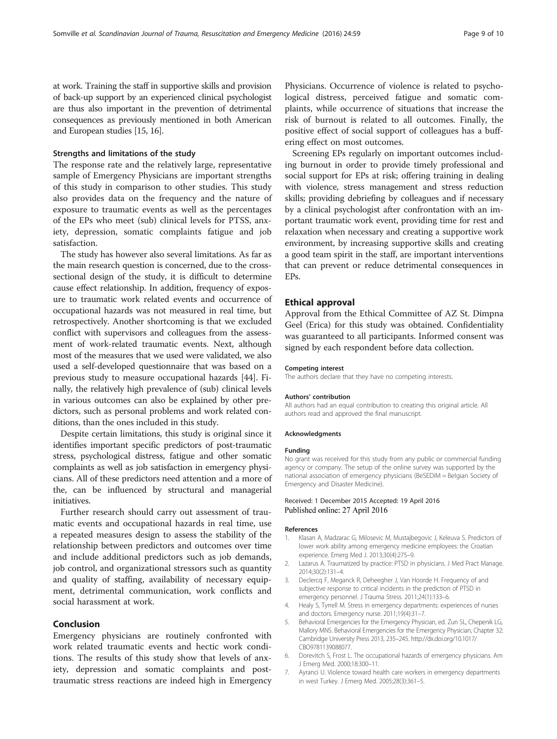at work. Training the staff in supportive skills and provision of back-up support by an experienced clinical psychologist are thus also important in the prevention of detrimental consequences as previously mentioned in both American and European studies [15, 16].

### Strengths and limitations of the study

The response rate and the relatively large, representative sample of Emergency Physicians are important strengths of this study in comparison to other studies. This study also provides data on the frequency and the nature of exposure to traumatic events as well as the percentages of the EPs who meet (sub) clinical levels for PTSS, anxiety, depression, somatic complaints fatigue and job satisfaction.

The study has however also several limitations. As far as the main research question is concerned, due to the cross-sectional design of the study, it is difficult to determine cause effect relationship. In addition, frequency of exposure to traumatic work related events and occurrence of occupational hazards was not measured in real time, but retrospectively. Another shortcoming is that we excluded conflict with supervisors and colleagues from the assessment of work-related traumatic events. Next, although most of the measures that we used were validated, we also used a self-developed questionnaire that was based on a previous study to measure occupational hazards [44]. Finally, the relatively high prevalence of (sub) clinical levels in various outcomes can also be explained by other predictors, such as personal problems and work related conditions, than the ones included in this study.

Despite certain limitations, this study is original since it identifies important specific predictors of post-traumatic stress, psychological distress, fatigue and other somatic complaints as well as job satisfaction in emergency physicians. All of these predictors need attention and a more of the, can be influenced by structural and managerial initiatives.

Further research should carry out assessment of traumatic events and occupational hazards in real time, use a repeated measures design to assess the stability of the relationship between predictors and outcomes over time and include additional predictors such as job demands, job control, and organizational stressors such as quantity and quality of staffing, availability of necessary equipment, detrimental communication, work conflicts and social harassment at work.

## Conclusion

Emergency physicians are routinely confronted with work related traumatic events and hectic work conditions. The results of this study show that levels of anxiety, depression and somatic complaints and post-traumatic stress reactions are indeed high in Emergency Physicians. Occurrence of violence is related to psychological distress, perceived fatigue and somatic complaints, while occurrence of situations that increase the risk of burnout is related to all outcomes. Finally, the positive effect of social support of colleagues has a buffering effect on most outcomes.

Screening EPs regularly on important outcomes including burnout in order to provide timely professional and social support for EPs at risk; offering training in dealing with violence, stress management and stress reduction skills; providing debriefing by colleagues and if necessary by a clinical psychologist after confrontation with an important traumatic work event, providing time for rest and relaxation when necessary and creating a supportive work environment, by increasing supportive skills and creating a good team spirit in the staff, are important interventions that can prevent or reduce detrimental consequences in EPs.

## Ethical approval

Approval from the Ethical Committee of AZ St. Dimpna Geel (Erica) for this study was obtained. Confidentiality was guaranteed to all participants. Informed consent was signed by each respondent before data collection.

#### Competing interest

The authors declare that they have no competing interests.

#### Authors' contribution

All authors had an equal contribution to creating this original article. All authors read and approved the final manuscript.

#### Acknowledgments

#### Funding

No grant was received for this study from any public or commercial funding agency or company. The setup of the online survey was supported by the national association of emergency physicians (BeSEDiM = Belgian Society of Emergency and Disaster Medicine).

Received: 1 December 2015 Accepted: 19 April 2016
Published online: 27 April 2016

#### References

1. Klasan A, Madzarac G, Milosevic M, Mustajbegovic J, Keleuva S. Predictors of lower work ability among emergency medicine employees: the Croatian experience. Emerg Med J. 2013;30(4):275–9.
2. Lazarus A. Traumatized by practice: PTSD in physicians. J Med Pract Manage. 2014;30(2):131–4.
3. Declercq F, Meganck R, Deheegher J, Van Hoorde H. Frequency of and subjective response to critical incidents in the prediction of PTSD in emergency personnel. J Trauma Stress. 2011;24(1):133–6.
4. Healy S, Tyrrell M. Stress in emergency departments: experiences of nurses and doctors. Emergency nurse. 2011;19(4):31–7.
5. Behavioral Emergencies for the Emergency Physician, ed. Zun SL, Chepenik LG, Mallory MNS. Behavioral Emergencies for the Emergency Physician, Chapter 32: Cambridge University Press 2013, 235–245. http://dx.doi.org/10.1017/CBO9781139088077.
6. Dorevitch S, Frost L. The occupational hazards of emergency physicians. Am J Emerg Med. 2000;18:300–11.
7. Ayranci U. Violence toward health care workers in emergency departments in west Turkey. J Emerg Med. 2005;28(3):361–5.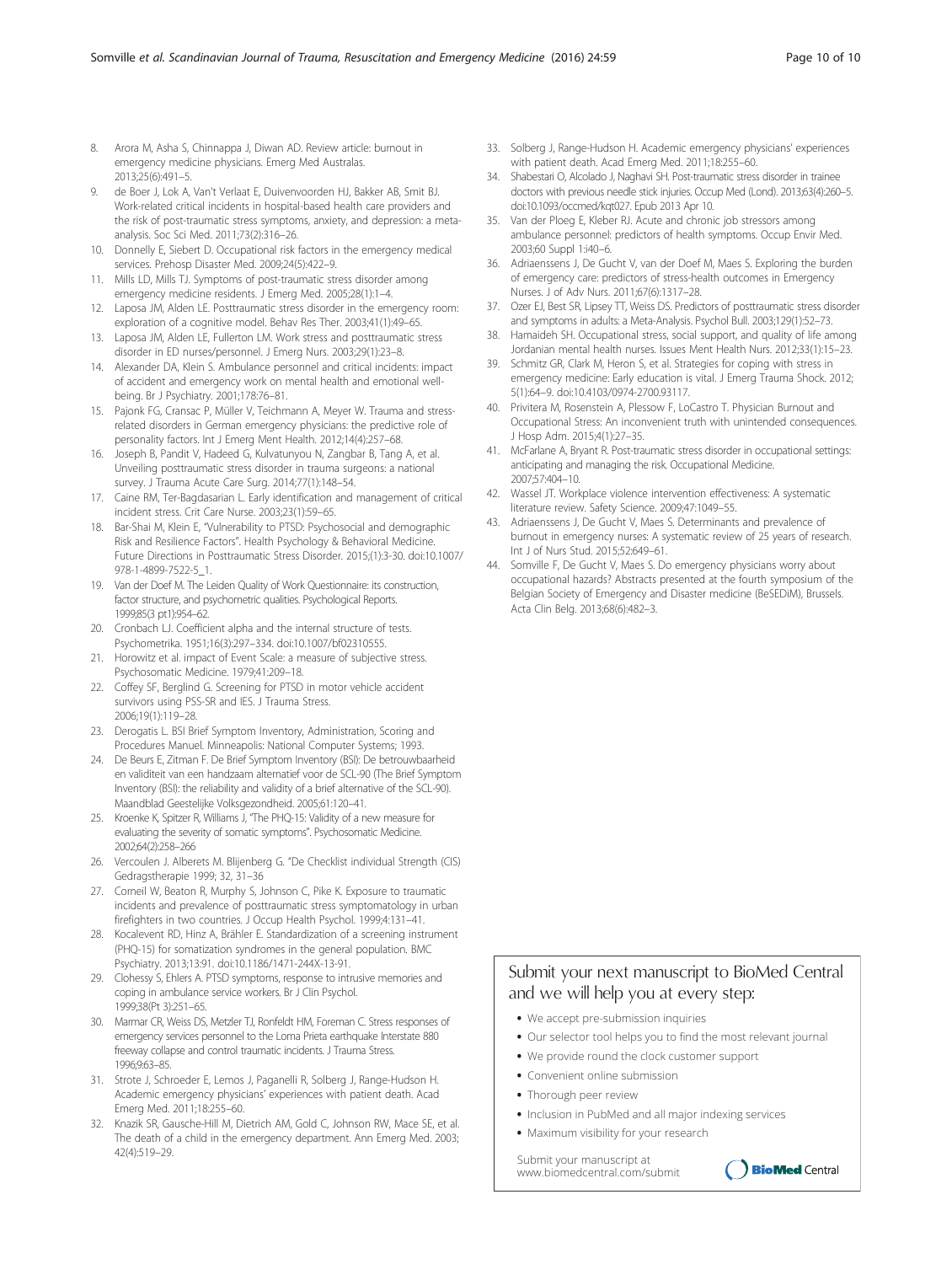8. Arora M, Asha S, Chinnappa J, Diwan AD. Review article: burnout in emergency medicine physicians. Emerg Med Australas. 2013;25(6):491–5.
9. de Boer J, Lok A, Van't Verlaat E, Duivenvoorden HJ, Bakker AB, Smit BJ. Work-related critical incidents in hospital-based health care providers and the risk of post-traumatic stress symptoms, anxiety, and depression: a meta-analysis. Soc Sci Med. 2011;73(2):316–26.
10. Donnelly E, Siebert D. Occupational risk factors in the emergency medical services. Prehosp Disaster Med. 2009;24(5):422–9.
11. Mills LD, Mills TJ. Symptoms of post-traumatic stress disorder among emergency medicine residents. J Emerg Med. 2005;28(1):1–4.
12. Laposa JM, Alden LE. Posttraumatic stress disorder in the emergency room: exploration of a cognitive model. Behav Res Ther. 2003;41(1):49–65.
13. Laposa JM, Alden LE, Fullerton LM. Work stress and posttraumatic stress disorder in ED nurses/personnel. J Emerg Nurs. 2003;29(1):23–8.
14. Alexander DA, Klein S. Ambulance personnel and critical incidents: impact of accident and emergency work on mental health and emotional well-being. Br J Psychiatry. 2001;178:76–81.
15. Pajonk FG, Cransac P, Müller V, Teichmann A, Meyer W. Trauma and stress-related disorders in German emergency physicians: the predictive role of personality factors. Int J Emerg Ment Health. 2012;14(4):257–68.
16. Joseph B, Pandit V, Hadeed G, Kulvatunyou N, Zangbar B, Tang A, et al. Unveiling posttraumatic stress disorder in trauma surgeons: a national survey. J Trauma Acute Care Surg. 2014;77(1):148–54.
17. Caine RM, Ter-Bagdasarian L. Early identification and management of critical incident stress. Crit Care Nurse. 2003;23(1):59–65.
18. Bar-Shai M, Klein E, "Vulnerability to PTSD: Psychosocial and demographic Risk and Resilience Factors". Health Psychology & Behavioral Medicine. Future Directions in Posttraumatic Stress Disorder. 2015;(1):3-30. doi:10.1007/978-1-4899-7522-5_1.
19. Van der Doef M. The Leiden Quality of Work Questionnaire: its construction, factor structure, and psychometric qualities. Psychological Reports. 1999;85(3 pt1):954–62.
20. Cronbach LJ. Coefficient alpha and the internal structure of tests. Psychometrika. 1951;16(3):297–334. doi:10.1007/bf02310555.
21. Horowitz et al. impact of Event Scale: a measure of subjective stress. Psychosomatic Medicine. 1979;41:209–18.
22. Coffey SF, Berglind G. Screening for PTSD in motor vehicle accident survivors using PSS-SR and IES. J Trauma Stress. 2006;19(1):119–28.
23. Derogatis L. BSI Brief Symptom Inventory, Administration, Scoring and Procedures Manuel. Minneapolis: National Computer Systems; 1993.
24. De Beurs E, Zitman F. De Brief Symptom Inventory (BSI): De betrouwbaarheid en validiteit van een handzaam alternatief voor de SCL-90 (The Brief Symptom Inventory (BSI): the reliability and validity of a brief alternative of the SCL-90). Maandblad Geestelijke Volksgezondheid. 2005;61:120–41.
25. Kroenke K, Spitzer R, Williams J, "The PHQ-15: Validity of a new measure for evaluating the severity of somatic symptoms". Psychosomatic Medicine. 2002;64(2):258–266
26. Vercoulen J. Alberets M. Blijenberg G. "De Checklist individual Strength (CIS) Gedragstherapie 1999; 32, 31–36
27. Corneil W, Beaton R, Murphy S, Johnson C, Pike K. Exposure to traumatic incidents and prevalence of posttraumatic stress symptomatology in urban firefighters in two countries. J Occup Health Psychol. 1999;4:131–41.
28. Kocalevent RD, Hinz A, Brähler E. Standardization of a screening instrument (PHQ-15) for somatization syndromes in the general population. BMC Psychiatry. 2013;13:91. doi:10.1186/1471-244X-13-91.
29. Clohessy S, Ehlers A. PTSD symptoms, response to intrusive memories and coping in ambulance service workers. Br J Clin Psychol. 1999;38(Pt 3):251–65.
30. Marmar CR, Weiss DS, Metzler TJ, Ronfeldt HM, Foreman C. Stress responses of emergency services personnel to the Loma Prieta earthquake Interstate 880 freeway collapse and control traumatic incidents. J Trauma Stress. 1996;9:63–85.
31. Strote J, Schroeder E, Lemos J, Paganelli R, Solberg J, Range-Hudson H. Academic emergency physicians' experiences with patient death. Acad Emerg Med. 2011;18:255–60.
32. Knazik SR, Gausche-Hill M, Dietrich AM, Gold C, Johnson RW, Mace SE, et al. The death of a child in the emergency department. Ann Emerg Med. 2003; 42(4):519–29.
33. Solberg J, Range-Hudson H. Academic emergency physicians' experiences with patient death. Acad Emerg Med. 2011;18:255–60.
34. Shabestari O, Alcolado J, Naghavi SH. Post-traumatic stress disorder in trainee doctors with previous needle stick injuries. Occup Med (Lond). 2013;63(4):260–5. doi:10.1093/occmed/kqt027. Epub 2013 Apr 10.
35. Van der Ploeg E, Kleber RJ. Acute and chronic job stressors among ambulance personnel: predictors of health symptoms. Occup Envir Med. 2003;60 Suppl 1:i40–6.
36. Adriaenssens J, De Gucht V, van der Doef M, Maes S. Exploring the burden of emergency care: predictors of stress-health outcomes in Emergency Nurses. J of Adv Nurs. 2011;67(6):1317–28.
37. Ozer EJ, Best SR, Lipsey TT, Weiss DS. Predictors of posttraumatic stress disorder and symptoms in adults: a Meta-Analysis. Psychol Bull. 2003;129(1):52–73.
38. Hamaideh SH. Occupational stress, social support, and quality of life among Jordanian mental health nurses. Issues Ment Health Nurs. 2012;33(1):15–23.
39. Schmitz GR, Clark M, Heron S, et al. Strategies for coping with stress in emergency medicine: Early education is vital. J Emerg Trauma Shock. 2012; 5(1):64–9. doi:10.4103/0974-2700.93117.
40. Privitera M, Rosenstein A, Plessow F, LoCastro T. Physician Burnout and Occupational Stress: An inconvenient truth with unintended consequences. J Hosp Adm. 2015;4(1):27–35.
41. McFarlane A, Bryant R. Post-traumatic stress disorder in occupational settings: anticipating and managing the risk. Occupational Medicine. 2007;57:404–10.
42. Wassel JT. Workplace violence intervention effectiveness: A systematic literature review. Safety Science. 2009;47:1049–55.
43. Adriaenssens J, De Gucht V, Maes S. Determinants and prevalence of burnout in emergency nurses: A systematic review of 25 years of research. Int J of Nurs Stud. 2015;52:649–61.
44. Somville F, De Gucht V, Maes S. Do emergency physicians worry about occupational hazards? Abstracts presented at the fourth symposium of the Belgian Society of Emergency and Disaster medicine (BeSEDiM), Brussels. Acta Clin Belg. 2013;68(6):482–3.